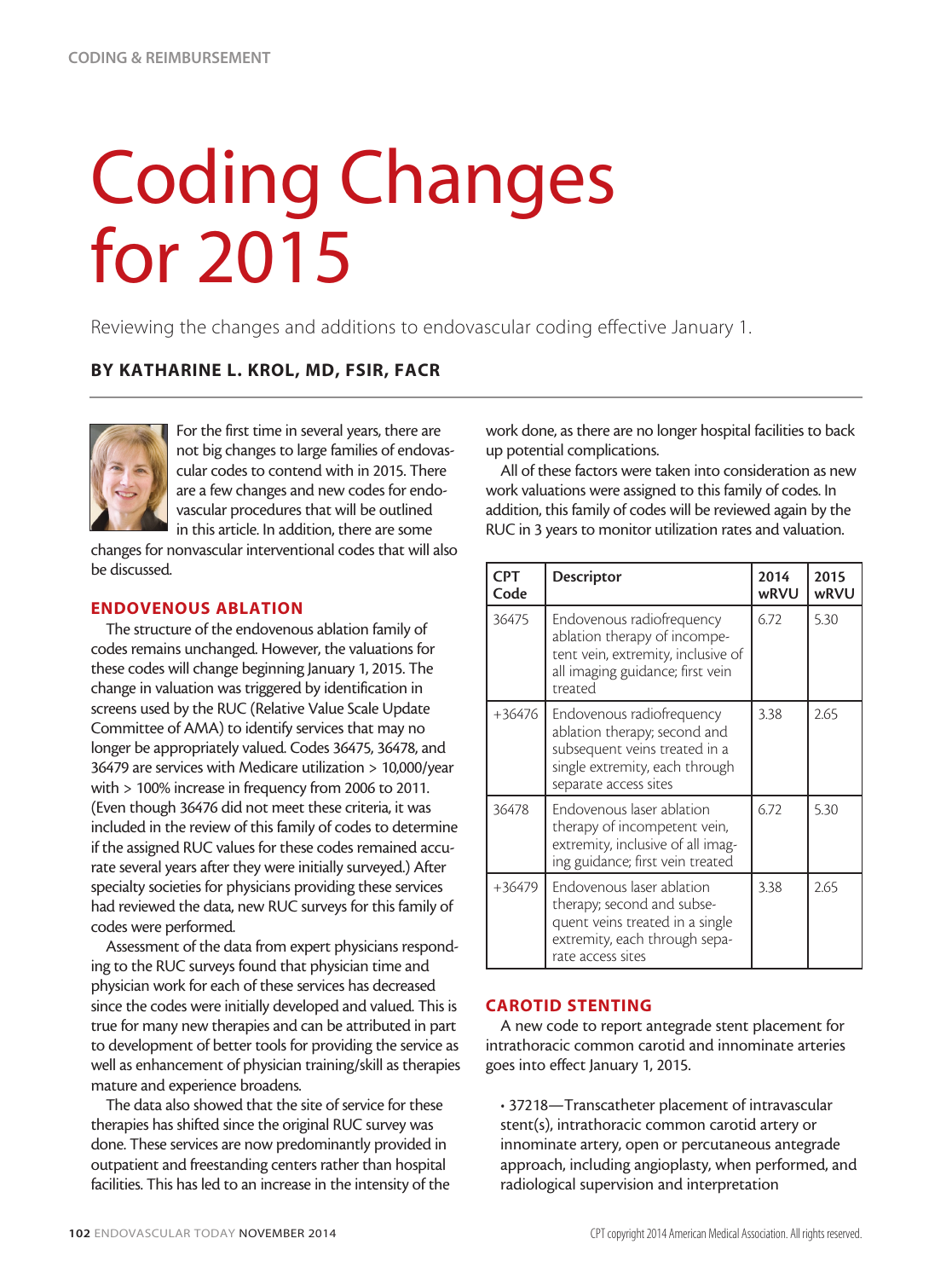# Coding Changes for 2015

Reviewing the changes and additions to endovascular coding effective January 1.

### BY KATHARINE L. KROL, MD, FSIR, FACR

For the first time in several years, there are not big changes to large families of endovascular codes to contend with in 2015. There are a few changes and new codes for endovascular procedures that will be outlined in this article. In addition, there are some changes for nonvascular interventional codes that will also be discussed.

## ENDOVENOUS ABLATION

The structure of the endovenous ablation family of codes remains unchanged. However, the valuations for these codes will change beginning January 1, 2015. The change in valuation was triggered by identification in screens used by the RUC (Relative Value Scale Update Committee of AMA) to identify services that may no longer be appropriately valued. Codes 36475, 36478, and 36479 are services with Medicare utilization > 10,000/year with > 100% increase in frequency from 2006 to 2011. (Even though 36476 did not meet these criteria, it was included in the review of this family of codes to determine if the assigned RUC values for these codes remained accurate several years after they were initially surveyed.) After specialty societies for physicians providing these services had reviewed the data, new RUC surveys for this family of codes were performed.

Assessment of the data from expert physicians responding to the RUC surveys found that physician time and physician work for each of these services has decreased since the codes were initially developed and valued. This is true for many new therapies and can be attributed in part to development of better tools for providing the service as well as enhancement of physician training/skill as therapies mature and experience broadens.

The data also showed that the site of service for these therapies has shifted since the original RUC survey was done. These services are now predominantly provided in outpatient and freestanding centers rather than hospital facilities. This has led to an increase in the intensity of the work done, as there are no longer hospital facilities to back up potential complications.

All of these factors were taken into consideration as new work valuations were assigned to this family of codes. In addition, this family of codes will be reviewed again by the RUC in 3 years to monitor utilization rates and valuation.

| CPT Code | Descriptor | 2014 wRVU | 2015 wRVU |
|---|---|---|---|
| 36475 | Endovenous radiofrequency ablation therapy of incompetent vein, extremity, inclusive of all imaging guidance; first vein treated | 6.72 | 5.30 |
| +36476 | Endovenous radiofrequency ablation therapy; second and subsequent veins treated in a single extremity, each through separate access sites | 3.38 | 2.65 |
| 36478 | Endovenous laser ablation therapy of incompetent vein, extremity, inclusive of all imaging guidance; first vein treated | 6.72 | 5.30 |
| +36479 | Endovenous laser ablation therapy; second and subsequent veins treated in a single extremity, each through separate access sites | 3.38 | 2.65 |

## CAROTID STENTING

A new code to report antegrade stent placement for intrathoracic common carotid and innominate arteries goes into effect January 1, 2015.

- 37218—Transcatheter placement of intravascular stent(s), intrathoracic common carotid artery or innominate artery, open or percutaneous antegrade approach, including angioplasty, when performed, and radiological supervision and interpretation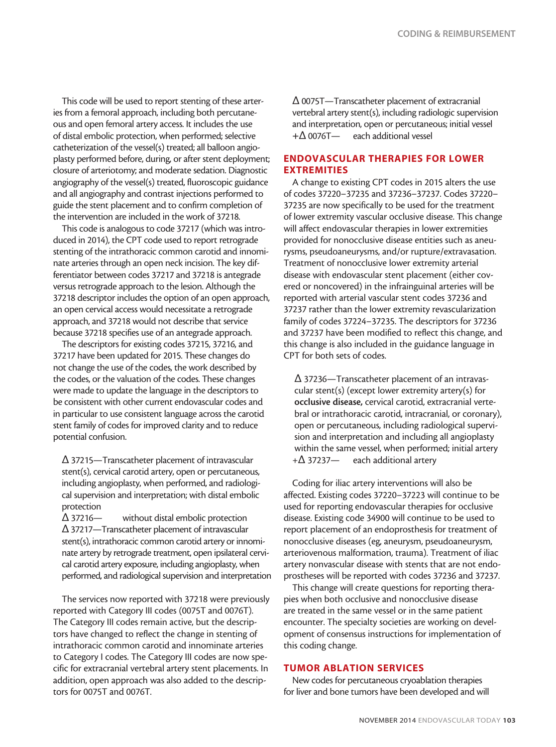This code will be used to report stenting of these arteries from a femoral approach, including both percutaneous and open femoral artery access. It includes the use of distal embolic protection, when performed; selective catheterization of the vessel(s) treated; all balloon angioplasty performed before, during, or after stent deployment; closure of arteriotomy; and moderate sedation. Diagnostic angiography of the vessel(s) treated, fluoroscopic guidance and all angiography and contrast injections performed to guide the stent placement and to confirm completion of the intervention are included in the work of 37218.

This code is analogous to code 37217 (which was introduced in 2014), the CPT code used to report retrograde stenting of the intrathoracic common carotid and innominate arteries through an open neck incision. The key differentiator between codes 37217 and 37218 is antegrade versus retrograde approach to the lesion. Although the 37218 descriptor includes the option of an open approach, an open cervical access would necessitate a retrograde approach, and 37218 would not describe that service because 37218 specifies use of an antegrade approach.

The descriptors for existing codes 37215, 37216, and 37217 have been updated for 2015. These changes do not change the use of the codes, the work described by the codes, or the valuation of the codes. These changes were made to update the language in the descriptors to be consistent with other current endovascular codes and in particular to use consistent language across the carotid stent family of codes for improved clarity and to reduce potential confusion.

> Δ 37215—Transcatheter placement of intravascular stent(s), cervical carotid artery, open or percutaneous, including angioplasty, when performed, and radiological supervision and interpretation; with distal embolic protection
> Δ 37216— without distal embolic protection
> Δ 37217—Transcatheter placement of intravascular stent(s), intrathoracic common carotid artery or innominate artery by retrograde treatment, open ipsilateral cervical carotid artery exposure, including angioplasty, when performed, and radiological supervision and interpretation

The services now reported with 37218 were previously reported with Category III codes (0075T and 0076T). The Category III codes remain active, but the descriptors have changed to reflect the change in stenting of intrathoracic common carotid and innominate arteries to Category I codes. The Category III codes are now specific for extracranial vertebral artery stent placements. In addition, open approach was also added to the descriptors for 0075T and 0076T.

> Δ 0075T—Transcatheter placement of extracranial vertebral artery stent(s), including radiologic supervision and interpretation, open or percutaneous; initial vessel
> +Δ 0076T— each additional vessel

## ENDOVASCULAR THERAPIES FOR LOWER EXTREMITIES

A change to existing CPT codes in 2015 alters the use of codes 37220–37235 and 37236–37237. Codes 37220–37235 are now specifically to be used for the treatment of lower extremity vascular occlusive disease. This change will affect endovascular therapies in lower extremities provided for nonocclusive disease entities such as aneurysms, pseudoaneurysms, and/or rupture/extravasation. Treatment of nonocclusive lower extremity arterial disease with endovascular stent placement (either covered or noncovered) in the infrainguinal arteries will be reported with arterial vascular stent codes 37236 and 37237 rather than the lower extremity revascularization family of codes 37224–37235. The descriptors for 37236 and 37237 have been modified to reflect this change, and this change is also included in the guidance language in CPT for both sets of codes.

> Δ 37236—Transcatheter placement of an intravascular stent(s) (except lower extremity artery(s) for **occlusive disease,** cervical carotid, extracranial vertebral or intrathoracic carotid, intracranial, or coronary), open or percutaneous, including radiological supervision and interpretation and including all angioplasty within the same vessel, when performed; initial artery
> +Δ 37237— each additional artery

Coding for iliac artery interventions will also be affected. Existing codes 37220–37223 will continue to be used for reporting endovascular therapies for occlusive disease. Existing code 34900 will continue to be used to report placement of an endoprosthesis for treatment of nonocclusive diseases (eg, aneurysm, pseudoaneurysm, arteriovenous malformation, trauma). Treatment of iliac artery nonvascular disease with stents that are not endoprostheses will be reported with codes 37236 and 37237.

This change will create questions for reporting therapies when both occlusive and nonocclusive disease are treated in the same vessel or in the same patient encounter. The specialty societies are working on development of consensus instructions for implementation of this coding change.

## TUMOR ABLATION SERVICES

New codes for percutaneous cryoablation therapies for liver and bone tumors have been developed and will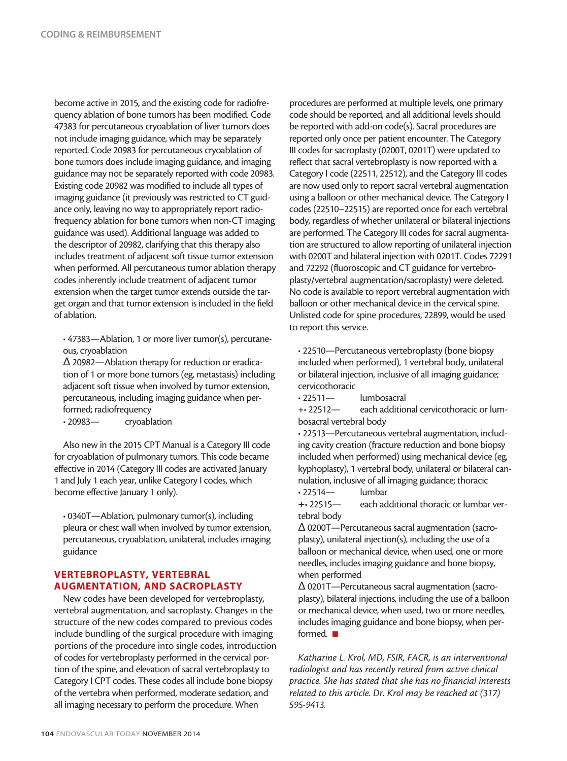become active in 2015, and the existing code for radiofrequency ablation of bone tumors has been modified. Code 47383 for percutaneous cryoablation of liver tumors does not include imaging guidance, which may be separately reported. Code 20983 for percutaneous cryoablation of bone tumors does include imaging guidance, and imaging guidance may not be separately reported with code 20983. Existing code 20982 was modified to include all types of imaging guidance (it previously was restricted to CT guidance only, leaving no way to appropriately report radiofrequency ablation for bone tumors when non-CT imaging guidance was used). Additional language was added to the descriptor of 20982, clarifying that this therapy also includes treatment of adjacent soft tissue tumor extension when performed. All percutaneous tumor ablation therapy codes inherently include treatment of adjacent tumor extension when the target tumor extends outside the target organ and that tumor extension is included in the field of ablation.

• 47383—Ablation, 1 or more liver tumor(s), percutaneous, cryoablation
Δ 20982—Ablation therapy for reduction or eradication of 1 or more bone tumors (eg, metastasis) including adjacent soft tissue when involved by tumor extension, percutaneous, including imaging guidance when performed; radiofrequency
• 20983— cryoablation

Also new in the 2015 CPT Manual is a Category III code for cryoablation of pulmonary tumors. This code became effective in 2014 (Category III codes are activated January 1 and July 1 each year, unlike Category I codes, which become effective January 1 only).

• 0340T—Ablation, pulmonary tumor(s), including pleura or chest wall when involved by tumor extension, percutaneous, cryoablation, unilateral, includes imaging guidance

## VERTEBROPLASTY, VERTEBRAL AUGMENTATION, AND SACROPLASTY

New codes have been developed for vertebroplasty, vertebral augmentation, and sacroplasty. Changes in the structure of the new codes compared to previous codes include bundling of the surgical procedure with imaging portions of the procedure into single codes, introduction of codes for vertebroplasty performed in the cervical portion of the spine, and elevation of sacral vertebroplasty to Category I CPT codes. These codes all include bone biopsy of the vertebra when performed, moderate sedation, and all imaging necessary to perform the procedure. When procedures are performed at multiple levels, one primary code should be reported, and all additional levels should be reported with add-on code(s). Sacral procedures are reported only once per patient encounter. The Category III codes for sacroplasty (0200T, 0201T) were updated to reflect that sacral vertebroplasty is now reported with a Category I code (22511, 22512), and the Category III codes are now used only to report sacral vertebral augmentation using a balloon or other mechanical device. The Category I codes (22510–22515) are reported once for each vertebral body, regardless of whether unilateral or bilateral injections are performed. The Category III codes for sacral augmentation are structured to allow reporting of unilateral injection with 0200T and bilateral injection with 0201T. Codes 72291 and 72292 (fluoroscopic and CT guidance for vertebroplasty/vertebral augmentation/sacroplasty) were deleted. No code is available to report vertebral augmentation with balloon or other mechanical device in the cervical spine. Unlisted code for spine procedures, 22899, would be used to report this service.

• 22510—Percutaneous vertebroplasty (bone biopsy included when performed), 1 vertebral body, unilateral or bilateral injection, inclusive of all imaging guidance; cervicothoracic
• 22511— lumbosacral
+• 22512— each additional cervicothoracic or lumbosacral vertebral body
• 22513—Percutaneous vertebral augmentation, including cavity creation (fracture reduction and bone biopsy included when performed) using mechanical device (eg, kyphoplasty), 1 vertebral body, unilateral or bilateral cannulation, inclusive of all imaging guidance; thoracic
• 22514— lumbar
+• 22515— each additional thoracic or lumbar vertebral body
Δ 0200T—Percutaneous sacral augmentation (sacroplasty), unilateral injection(s), including the use of a balloon or mechanical device, when used, one or more needles, includes imaging guidance and bone biopsy, when performed
Δ 0201T—Percutaneous sacral augmentation (sacroplasty), bilateral injections, including the use of a balloon or mechanical device, when used, two or more needles, includes imaging guidance and bone biopsy, when performed. ■

*Katharine L. Krol, MD, FSIR, FACR, is an interventional radiologist and has recently retired from active clinical practice. She has stated that she has no financial interests related to this article. Dr. Krol may be reached at (317) 595-9413.*